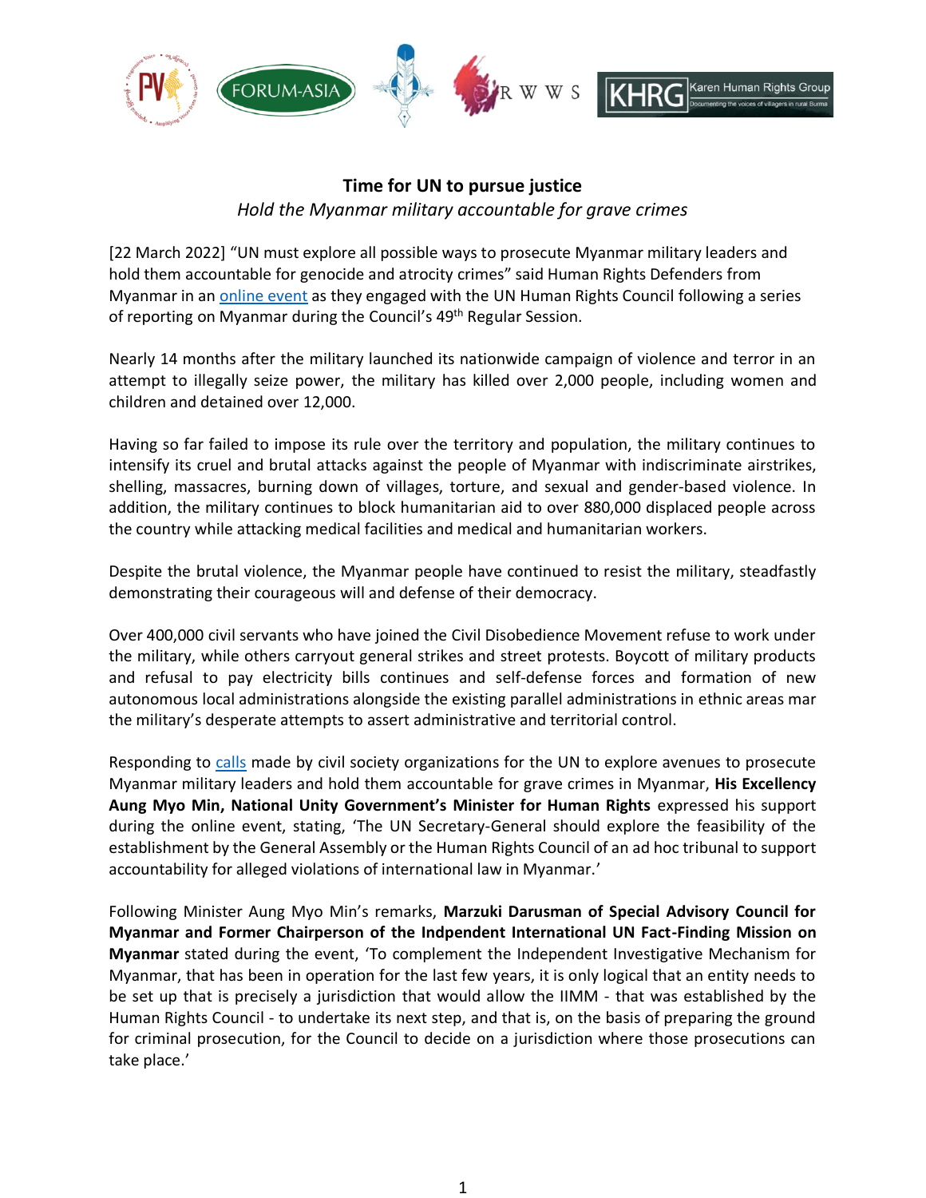**Time for UN to pursue justice**

*Hold the Myanmar military accountable for grave crimes*

[22 March 2022] "UN must explore all possible ways to prosecute Myanmar military leaders and hold them accountable for genocide and atrocity crimes" said Human Rights Defenders from Myanmar in an online event as they engaged with the UN Human Rights Council following a series of reporting on Myanmar during the Council's 49th Regular Session.

Nearly 14 months after the military launched its nationwide campaign of violence and terror in an attempt to illegally seize power, the military has killed over 2,000 people, including women and children and detained over 12,000.

Having so far failed to impose its rule over the territory and population, the military continues to intensify its cruel and brutal attacks against the people of Myanmar with indiscriminate airstrikes, shelling, massacres, burning down of villages, torture, and sexual and gender-based violence. In addition, the military continues to block humanitarian aid to over 880,000 displaced people across the country while attacking medical facilities and medical and humanitarian workers.

Despite the brutal violence, the Myanmar people have continued to resist the military, steadfastly demonstrating their courageous will and defense of their democracy.

Over 400,000 civil servants who have joined the Civil Disobedience Movement refuse to work under the military, while others carryout general strikes and street protests. Boycott of military products and refusal to pay electricity bills continues and self-defense forces and formation of new autonomous local administrations alongside the existing parallel administrations in ethnic areas mar the military's desperate attempts to assert administrative and territorial control.

Responding to calls made by civil society organizations for the UN to explore avenues to prosecute Myanmar military leaders and hold them accountable for grave crimes in Myanmar, **His Excellency Aung Myo Min, National Unity Government's Minister for Human Rights** expressed his support during the online event, stating, 'The UN Secretary-General should explore the feasibility of the establishment by the General Assembly or the Human Rights Council of an ad hoc tribunal to support accountability for alleged violations of international law in Myanmar.'

Following Minister Aung Myo Min's remarks, **Marzuki Darusman of Special Advisory Council for Myanmar and Former Chairperson of the Indpendent International UN Fact-Finding Mission on Myanmar** stated during the event, 'To complement the Independent Investigative Mechanism for Myanmar, that has been in operation for the last few years, it is only logical that an entity needs to be set up that is precisely a jurisdiction that would allow the IIMM - that was established by the Human Rights Council - to undertake its next step, and that is, on the basis of preparing the ground for criminal prosecution, for the Council to decide on a jurisdiction where those prosecutions can take place.'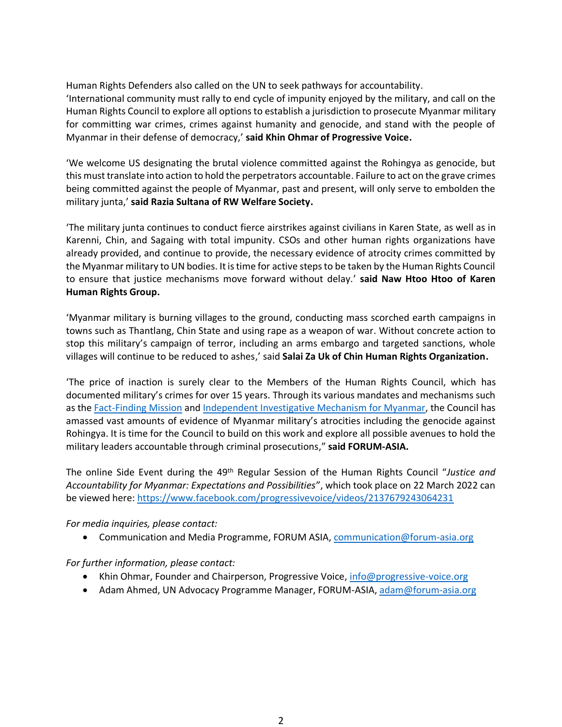Human Rights Defenders also called on the UN to seek pathways for accountability.
'International community must rally to end cycle of impunity enjoyed by the military, and call on the Human Rights Council to explore all options to establish a jurisdiction to prosecute Myanmar military for committing war crimes, crimes against humanity and genocide, and stand with the people of Myanmar in their defense of democracy,' **said Khin Ohmar of Progressive Voice.**

'We welcome US designating the brutal violence committed against the Rohingya as genocide, but this must translate into action to hold the perpetrators accountable. Failure to act on the grave crimes being committed against the people of Myanmar, past and present, will only serve to embolden the military junta,' **said Razia Sultana of RW Welfare Society.**

'The military junta continues to conduct fierce airstrikes against civilians in Karen State, as well as in Karenni, Chin, and Sagaing with total impunity. CSOs and other human rights organizations have already provided, and continue to provide, the necessary evidence of atrocity crimes committed by the Myanmar military to UN bodies. It is time for active steps to be taken by the Human Rights Council to ensure that justice mechanisms move forward without delay.' **said Naw Htoo Htoo of Karen Human Rights Group.**

'Myanmar military is burning villages to the ground, conducting mass scorched earth campaigns in towns such as Thantlang, Chin State and using rape as a weapon of war. Without concrete action to stop this military's campaign of terror, including an arms embargo and targeted sanctions, whole villages will continue to be reduced to ashes,' said **Salai Za Uk of Chin Human Rights Organization.**

'The price of inaction is surely clear to the Members of the Human Rights Council, which has documented military's crimes for over 15 years. Through its various mandates and mechanisms such as the [Fact-Finding Mission] and [Independent Investigative Mechanism for Myanmar], the Council has amassed vast amounts of evidence of Myanmar military's atrocities including the genocide against Rohingya. It is time for the Council to build on this work and explore all possible avenues to hold the military leaders accountable through criminal prosecutions," **said FORUM-ASIA.**

The online Side Event during the 49th Regular Session of the Human Rights Council "*Justice and Accountability for Myanmar: Expectations and Possibilities*", which took place on 22 March 2022 can be viewed here: https://www.facebook.com/progressivevoice/videos/2137679243064231

*For media inquiries, please contact:*

- Communication and Media Programme, FORUM ASIA, communication@forum-asia.org

*For further information, please contact:*

- Khin Ohmar, Founder and Chairperson, Progressive Voice, info@progressive-voice.org
- Adam Ahmed, UN Advocacy Programme Manager, FORUM-ASIA, adam@forum-asia.org